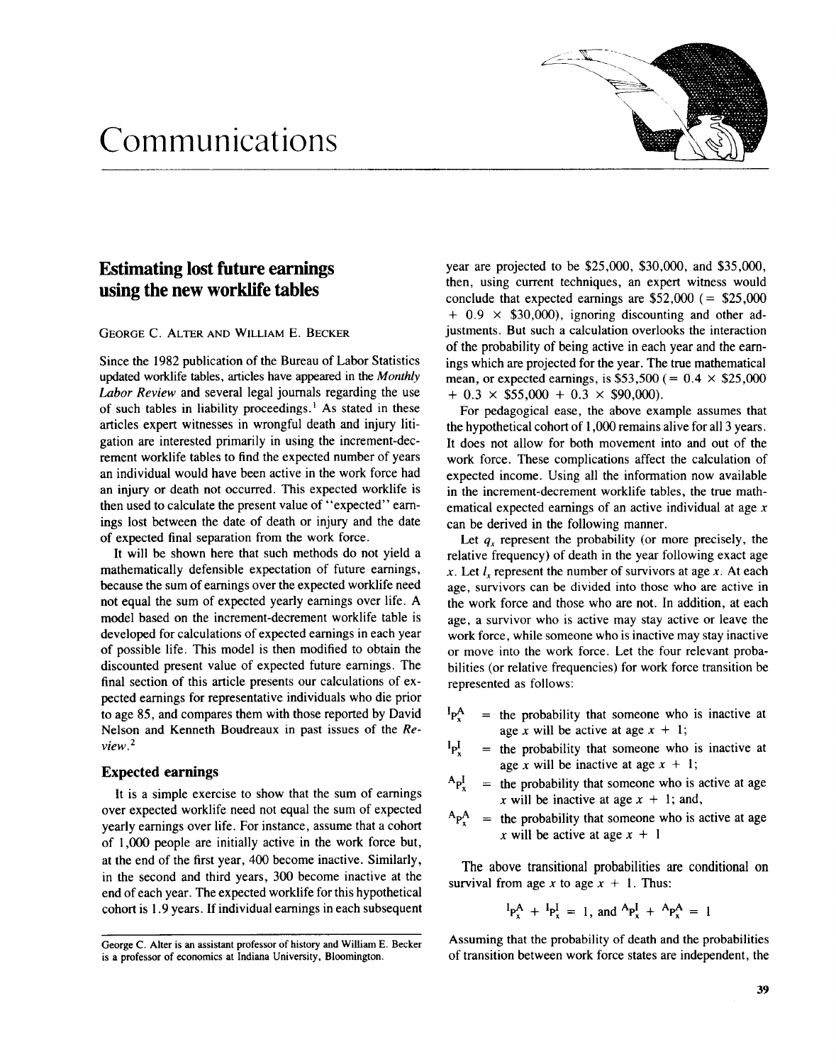# Communications

## Estimating lost future earnings using the new worklife tables

George C. Alter and William E. Becker

Since the 1982 publication of the Bureau of Labor Statistics updated worklife tables, articles have appeared in the *Monthly Labor Review* and several legal journals regarding the use of such tables in liability proceedings.[1] As stated in these articles expert witnesses in wrongful death and injury litigation are interested primarily in using the increment-decrement worklife tables to find the expected number of years an individual would have been active in the work force had an injury or death not occurred. This expected worklife is then used to calculate the present value of "expected" earnings lost between the date of death or injury and the date of expected final separation from the work force.

It will be shown here that such methods do not yield a mathematically defensible expectation of future earnings, because the sum of earnings over the expected worklife need not equal the sum of expected yearly earnings over life. A model based on the increment-decrement worklife table is developed for calculations of expected earnings in each year of possible life. This model is then modified to obtain the discounted present value of expected future earnings. The final section of this article presents our calculations of expected earnings for representative individuals who die prior to age 85, and compares them with those reported by David Nelson and Kenneth Boudreaux in past issues of the *Review*.[2]

### Expected earnings

It is a simple exercise to show that the sum of earnings over expected worklife need not equal the sum of expected yearly earnings over life. For instance, assume that a cohort of 1,000 people are initially active in the work force but, at the end of the first year, 400 become inactive. Similarly, in the second and third years, 300 become inactive at the end of each year. The expected worklife for this hypothetical cohort is 1.9 years. If individual earnings in each subsequent year are projected to be \$25,000, \$30,000, and \$35,000, then, using current techniques, an expert witness would conclude that expected earnings are \$52,000 (= \$25,000 + 0.9 × \$30,000), ignoring discounting and other adjustments. But such a calculation overlooks the interaction of the probability of being active in each year and the earnings which are projected for the year. The true mathematical mean, or expected earnings, is \$53,500 (= 0.4 × \$25,000 + 0.3 × \$55,000 + 0.3 × \$90,000).

For pedagogical ease, the above example assumes that the hypothetical cohort of 1,000 remains alive for all 3 years. It does not allow for both movement into and out of the work force. These complications affect the calculation of expected income. Using all the information now available in the increment-decrement worklife tables, the true mathematical expected earnings of an active individual at age $x$ can be derived in the following manner.

Let $q_x$ represent the probability (or more precisely, the relative frequency) of death in the year following exact age $x$. Let $l_x$ represent the number of survivors at age $x$. At each age, survivors can be divided into those who are active in the work force and those who are not. In addition, at each age, a survivor who is active may stay active or leave the work force, while someone who is inactive may stay inactive or move into the work force. Let the four relevant probabilities (or relative frequencies) for work force transition be represented as follows:

${}^{I}p_x^{A}$ = the probability that someone who is inactive at age $x$ will be active at age $x + 1$;

${}^{I}p_x^{I}$ = the probability that someone who is inactive at age $x$ will be inactive at age $x + 1$;

${}^{A}p_x^{I}$ = the probability that someone who is active at age $x$ will be inactive at age $x + 1$; and,

${}^{A}p_x^{A}$ = the probability that someone who is active at age $x$ will be active at age $x + 1$

The above transitional probabilities are conditional on survival from age $x$ to age $x + 1$. Thus:

$${}^{I}p_x^{A} + {}^{I}p_x^{I} = 1, \text{ and } {}^{A}p_x^{I} + {}^{A}p_x^{A} = 1$$

Assuming that the probability of death and the probabilities of transition between work force states are independent, the

George C. Alter is an assistant professor of history and William E. Becker is a professor of economics at Indiana University, Bloomington.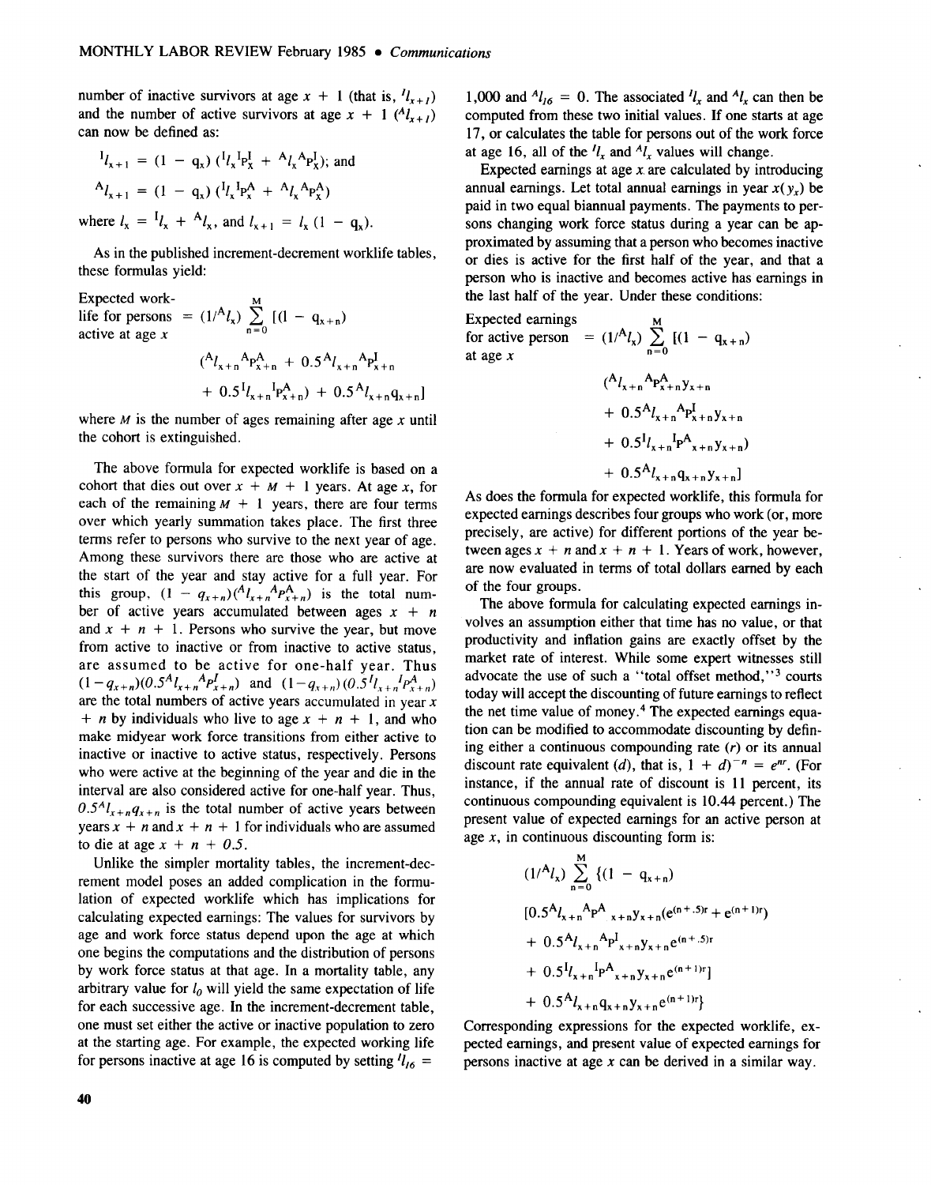number of inactive survivors at age $x + 1$ (that is, ${}^{I}l_{x+1}$) and the number of active survivors at age $x + 1$ (${}^{A}l_{x+1}$) can now be defined as:

$${}^{I}l_{x+1} = (1 - q_x)\,({}^{I}l_x\,{}^{I}p_x^{I} + {}^{A}l_x\,{}^{A}p_x^{I});\text{ and}$$

$${}^{A}l_{x+1} = (1 - q_x)\,({}^{I}l_x\,{}^{I}p_x^{A} + {}^{A}l_x\,{}^{A}p_x^{A})$$

where $l_x = {}^{I}l_x + {}^{A}l_x$, and $l_{x+1} = l_x\,(1 - q_x)$.

As in the published increment-decrement worklife tables, these formulas yield:

$$\text{Expected worklife for persons active at age } x = (1/{}^{A}l_x) \sum_{n=0}^{M} [(1 - q_{x+n})\,({}^{A}l_{x+n}\,{}^{A}p_{x+n}^{A} + 0.5\,{}^{A}l_{x+n}\,{}^{A}p_{x+n}^{I} + 0.5\,{}^{I}l_{x+n}\,{}^{I}p_{x+n}^{A}) + 0.5\,{}^{A}l_{x+n}q_{x+n}]$$

where $M$ is the number of ages remaining after age $x$ until the cohort is extinguished.

The above formula for expected worklife is based on a cohort that dies out over $x + M + 1$ years. At age $x$, for each of the remaining $M + 1$ years, there are four terms over which yearly summation takes place. The first three terms refer to persons who survive to the next year of age. Among these survivors there are those who are active at the start of the year and stay active for a full year. For this group, $(1 - q_{x+n})({}^{A}l_{x+n}\,{}^{A}p_{x+n}^{A})$ is the total number of active years accumulated between ages $x + n$ and $x + n + 1$. Persons who survive the year, but move from active to inactive or from inactive to active status, are assumed to be active for one-half year. Thus $(1 - q_{x+n})(0.5\,{}^{A}l_{x+n}\,{}^{A}p_{x+n}^{I})$ and $(1 - q_{x+n})(0.5\,{}^{I}l_{x+n}\,{}^{I}p_{x+n}^{A})$ are the total numbers of active years accumulated in year $x + n$ by individuals who live to age $x + n + 1$, and who make midyear work force transitions from either active to inactive or inactive to active status, respectively. Persons who were active at the beginning of the year and die in the interval are also considered active for one-half year. Thus, $0.5\,{}^{A}l_{x+n}q_{x+n}$ is the total number of active years between years $x + n$ and $x + n + 1$ for individuals who are assumed to die at age $x + n + 0.5$.

Unlike the simpler mortality tables, the increment-decrement model poses an added complication in the formulation of expected worklife which has implications for calculating expected earnings: The values for survivors by age and work force status depend upon the age at which one begins the computations and the distribution of persons by work force status at that age. In a mortality table, any arbitrary value for $l_0$ will yield the same expectation of life for each successive age. In the increment-decrement table, one must set either the active or inactive population to zero at the starting age. For example, the expected working life for persons inactive at age 16 is computed by setting ${}^{I}l_{16} =$ 1,000 and ${}^{A}l_{16} = 0$. The associated ${}^{I}l_x$ and ${}^{A}l_x$ can then be computed from these two initial values. If one starts at age 17, or calculates the table for persons out of the work force at age 16, all of the ${}^{I}l_x$ and ${}^{A}l_x$ values will change.

Expected earnings at age $x$ are calculated by introducing annual earnings. Let total annual earnings in year $x(y_x)$ be paid in two equal biannual payments. The payments to persons changing work force status during a year can be approximated by assuming that a person who becomes inactive or dies is active for the first half of the year, and that a person who is inactive and becomes active has earnings in the last half of the year. Under these conditions:

$$\text{Expected earnings for active person at age } x = (1/{}^{A}l_x) \sum_{n=0}^{M} [(1 - q_{x+n})\,({}^{A}l_{x+n}\,{}^{A}p_{x+n}^{A}y_{x+n} + 0.5\,{}^{A}l_{x+n}\,{}^{A}p_{x+n}^{I}y_{x+n} + 0.5\,{}^{I}l_{x+n}\,{}^{I}p_{x+n}^{A}y_{x+n}) + 0.5\,{}^{A}l_{x+n}q_{x+n}y_{x+n}]$$

As does the formula for expected worklife, this formula for expected earnings describes four groups who work (or, more precisely, are active) for different portions of the year between ages $x + n$ and $x + n + 1$. Years of work, however, are now evaluated in terms of total dollars earned by each of the four groups.

The above formula for calculating expected earnings involves an assumption either that time has no value, or that productivity and inflation gains are exactly offset by the market rate of interest. While some expert witnesses still advocate the use of such a "total offset method,"[3] courts today will accept the discounting of future earnings to reflect the net time value of money.[4] The expected earnings equation can be modified to accommodate discounting by defining either a continuous compounding rate ($r$) or its annual discount rate equivalent ($d$), that is, $1 + d)^{-n} = e^{nr}$. (For instance, if the annual rate of discount is 11 percent, its continuous compounding equivalent is 10.44 percent.) The present value of expected earnings for an active person at age $x$, in continuous discounting form is:

$$(1/{}^{A}l_x) \sum_{n=0}^{M} \{(1 - q_{x+n})\,[0.5\,{}^{A}l_{x+n}\,{}^{A}p^{A}_{x+n}y_{x+n}(e^{(n+.5)r} + e^{(n+1)r}) + 0.5\,{}^{A}l_{x+n}\,{}^{A}p^{I}_{x+n}y_{x+n}e^{(n+.5)r} + 0.5\,{}^{I}l_{x+n}\,{}^{I}p^{A}_{x+n}y_{x+n}e^{(n+1)r}] + 0.5\,{}^{A}l_{x+n}q_{x+n}y_{x+n}e^{(n+1)r}\}$$

Corresponding expressions for the expected worklife, expected earnings, and present value of expected earnings for persons inactive at age $x$ can be derived in a similar way.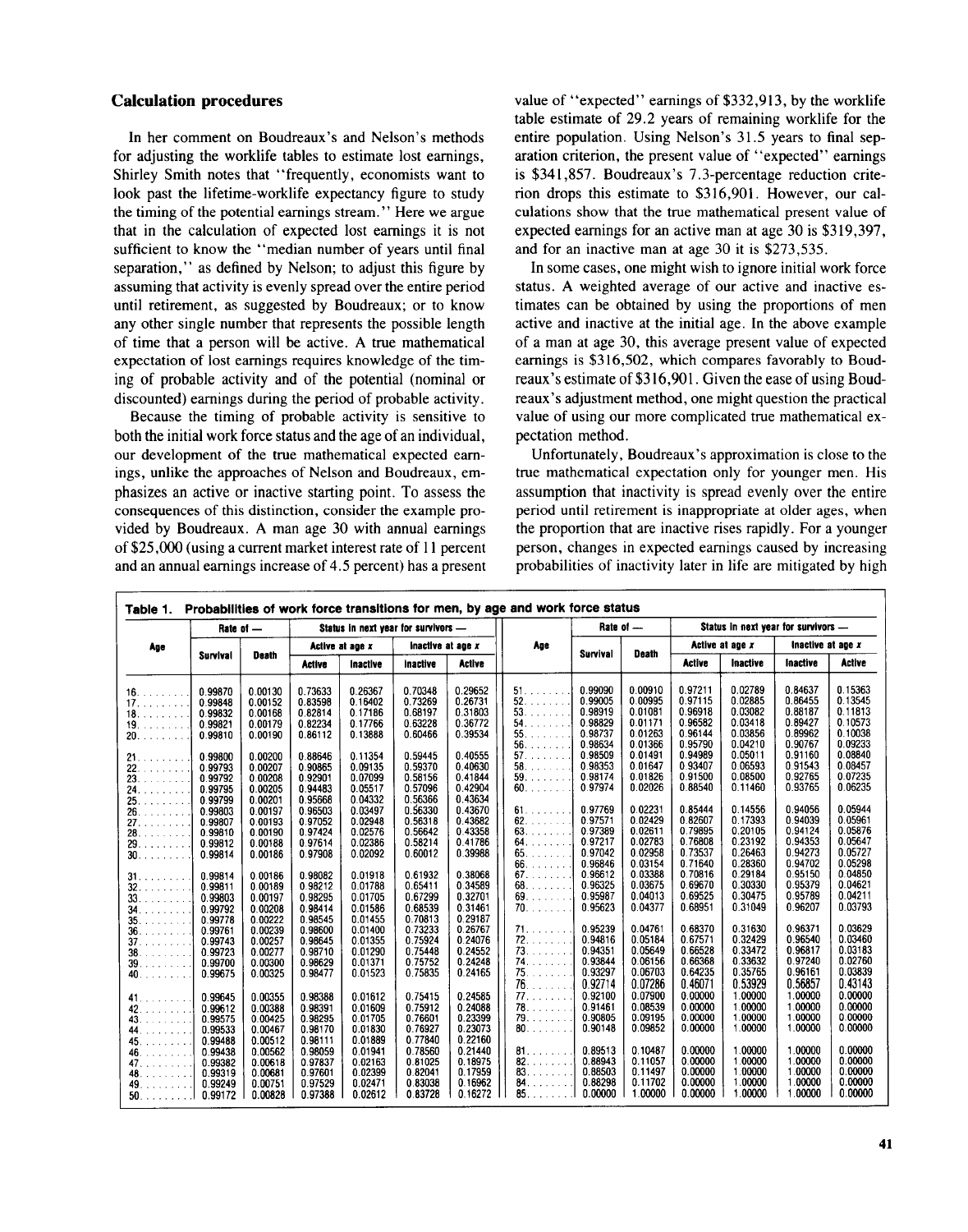## Calculation procedures

In her comment on Boudreaux's and Nelson's methods for adjusting the worklife tables to estimate lost earnings, Shirley Smith notes that "frequently, economists want to look past the lifetime-worklife expectancy figure to study the timing of the potential earnings stream." Here we argue that in the calculation of expected lost earnings it is not sufficient to know the "median number of years until final separation," as defined by Nelson; to adjust this figure by assuming that activity is evenly spread over the entire period until retirement, as suggested by Boudreaux; or to know any other single number that represents the possible length of time that a person will be active. A true mathematical expectation of lost earnings requires knowledge of the timing of probable activity and of the potential (nominal or discounted) earnings during the period of probable activity.

Because the timing of probable activity is sensitive to both the initial work force status and the age of an individual, our development of the true mathematical expected earnings, unlike the approaches of Nelson and Boudreaux, emphasizes an active or inactive starting point. To assess the consequences of this distinction, consider the example provided by Boudreaux. A man age 30 with annual earnings of $25,000 (using a current market interest rate of 11 percent and an annual earnings increase of 4.5 percent) has a present value of "expected" earnings of $332,913, by the worklife table estimate of 29.2 years of remaining worklife for the entire population. Using Nelson's 31.5 years to final separation criterion, the present value of "expected" earnings is $341,857. Boudreaux's 7.3-percentage reduction criterion drops this estimate to $316,901. However, our calculations show that the true mathematical present value of expected earnings for an active man at age 30 is $319,397, and for an inactive man at age 30 it is $273,535.

In some cases, one might wish to ignore initial work force status. A weighted average of our active and inactive estimates can be obtained by using the proportions of men active and inactive at the initial age. In the above example of a man at age 30, this average present value of expected earnings is $316,502, which compares favorably to Boudreaux's estimate of $316,901. Given the ease of using Boudreaux's adjustment method, one might question the practical value of using our more complicated true mathematical expectation method.

Unfortunately, Boudreaux's approximation is close to the true mathematical expectation only for younger men. His assumption that inactivity is spread evenly over the entire period until retirement is inappropriate at older ages, when the proportion that are inactive rises rapidly. For a younger person, changes in expected earnings caused by increasing probabilities of inactivity later in life are mitigated by high

**Table 1. Probabilities of work force transitions for men, by age and work force status**

| Age | Rate of — | | Status in next year for survivors — | | | | Age | Rate of — | | Status in next year for survivors — | | | |
|---|---|---|---|---|---|---|---|---|---|---|---|---|---|
| | Survival | Death | Active at age $x$ | | Inactive at age $x$ | | | Survival | Death | Active at age $x$ | | Inactive at age $x$ | |
| | | | Active | Inactive | Inactive | Active | | | | Active | Inactive | Inactive | Active |
| 16 | 0.99870 | 0.00130 | 0.73633 | 0.26367 | 0.70348 | 0.29652 | 51 | 0.99090 | 0.00910 | 0.97211 | 0.02789 | 0.84637 | 0.15363 |
| 17 | 0.99848 | 0.00152 | 0.83598 | 0.16402 | 0.73269 | 0.26731 | 52 | 0.99005 | 0.00995 | 0.97115 | 0.02885 | 0.86455 | 0.13545 |
| 18 | 0.99832 | 0.00168 | 0.82814 | 0.17186 | 0.68197 | 0.31803 | 53 | 0.98919 | 0.01081 | 0.96918 | 0.03082 | 0.88187 | 0.11813 |
| 19 | 0.99821 | 0.00179 | 0.82234 | 0.17766 | 0.63228 | 0.36772 | 54 | 0.98829 | 0.01171 | 0.96582 | 0.03418 | 0.89427 | 0.10573 |
| 20 | 0.99810 | 0.00190 | 0.86112 | 0.13888 | 0.60466 | 0.39534 | 55 | 0.98737 | 0.01263 | 0.96144 | 0.03856 | 0.89962 | 0.10038 |
| | | | | | | | 56 | 0.98634 | 0.01366 | 0.95790 | 0.04210 | 0.90767 | 0.09233 |
| 21 | 0.99800 | 0.00200 | 0.88646 | 0.11354 | 0.59445 | 0.40555 | 57 | 0.98509 | 0.01491 | 0.94989 | 0.05011 | 0.91160 | 0.08840 |
| 22 | 0.99793 | 0.00207 | 0.90865 | 0.09135 | 0.59370 | 0.40630 | 58 | 0.98353 | 0.01647 | 0.93407 | 0.06593 | 0.91543 | 0.08457 |
| 23 | 0.99792 | 0.00208 | 0.92901 | 0.07099 | 0.58156 | 0.41844 | 59 | 0.98174 | 0.01826 | 0.91500 | 0.08500 | 0.92765 | 0.07235 |
| 24 | 0.99795 | 0.00205 | 0.94483 | 0.05517 | 0.57096 | 0.42904 | 60 | 0.97974 | 0.02026 | 0.88540 | 0.11460 | 0.93765 | 0.06235 |
| 25 | 0.99799 | 0.00201 | 0.95668 | 0.04332 | 0.56366 | 0.43634 | | | | | | | |
| 26 | 0.99803 | 0.00197 | 0.96503 | 0.03497 | 0.56330 | 0.43670 | 61 | 0.97769 | 0.02231 | 0.85444 | 0.14556 | 0.94056 | 0.05944 |
| 27 | 0.99807 | 0.00193 | 0.97052 | 0.02948 | 0.56318 | 0.43682 | 62 | 0.97571 | 0.02429 | 0.82607 | 0.17393 | 0.94039 | 0.05961 |
| 28 | 0.99810 | 0.00190 | 0.97424 | 0.02576 | 0.56642 | 0.43358 | 63 | 0.97389 | 0.02611 | 0.79895 | 0.20105 | 0.94124 | 0.05876 |
| 29 | 0.99812 | 0.00188 | 0.97614 | 0.02386 | 0.58214 | 0.41786 | 64 | 0.97217 | 0.02783 | 0.76808 | 0.23192 | 0.94353 | 0.05647 |
| 30 | 0.99814 | 0.00186 | 0.97908 | 0.02092 | 0.60012 | 0.39988 | 65 | 0.97042 | 0.02958 | 0.73537 | 0.26463 | 0.94273 | 0.05727 |
| | | | | | | | 66 | 0.96846 | 0.03154 | 0.71640 | 0.28360 | 0.94702 | 0.05298 |
| 31 | 0.99814 | 0.00186 | 0.98082 | 0.01918 | 0.61932 | 0.38068 | 67 | 0.96612 | 0.03388 | 0.70816 | 0.29184 | 0.95150 | 0.04850 |
| 32 | 0.99811 | 0.00189 | 0.98212 | 0.01788 | 0.65411 | 0.34589 | 68 | 0.96325 | 0.03675 | 0.69670 | 0.30330 | 0.95379 | 0.04621 |
| 33 | 0.99803 | 0.00197 | 0.98295 | 0.01705 | 0.67299 | 0.32701 | 69 | 0.95987 | 0.04013 | 0.69525 | 0.30475 | 0.95789 | 0.04211 |
| 34 | 0.99792 | 0.00208 | 0.98414 | 0.01586 | 0.68539 | 0.31461 | 70 | 0.95623 | 0.04377 | 0.68951 | 0.31049 | 0.96207 | 0.03793 |
| 35 | 0.99778 | 0.00222 | 0.98545 | 0.01455 | 0.70813 | 0.29187 | | | | | | | |
| 36 | 0.99761 | 0.00239 | 0.98600 | 0.01400 | 0.73233 | 0.26767 | 71 | 0.95239 | 0.04761 | 0.68370 | 0.31630 | 0.96371 | 0.03629 |
| 37 | 0.99743 | 0.00257 | 0.98645 | 0.01355 | 0.75924 | 0.24076 | 72 | 0.94816 | 0.05184 | 0.67571 | 0.32429 | 0.96540 | 0.03460 |
| 38 | 0.99723 | 0.00277 | 0.98710 | 0.01290 | 0.75448 | 0.24552 | 73 | 0.94351 | 0.05649 | 0.66528 | 0.33472 | 0.96817 | 0.03183 |
| 39 | 0.99700 | 0.00300 | 0.98629 | 0.01371 | 0.75752 | 0.24248 | 74 | 0.93844 | 0.06156 | 0.66368 | 0.33632 | 0.97240 | 0.02760 |
| 40 | 0.99675 | 0.00325 | 0.98477 | 0.01523 | 0.75835 | 0.24165 | 75 | 0.93297 | 0.06703 | 0.64235 | 0.35765 | 0.96161 | 0.03839 |
| | | | | | | | 76 | 0.92714 | 0.07286 | 0.46071 | 0.53929 | 0.56857 | 0.43143 |
| 41 | 0.99645 | 0.00355 | 0.98388 | 0.01612 | 0.75415 | 0.24585 | 77 | 0.92100 | 0.07900 | 0.00000 | 1.00000 | 1.00000 | 0.00000 |
| 42 | 0.99612 | 0.00388 | 0.98391 | 0.01609 | 0.75912 | 0.24088 | 78 | 0.91461 | 0.08539 | 0.00000 | 1.00000 | 1.00000 | 0.00000 |
| 43 | 0.99575 | 0.00425 | 0.98295 | 0.01705 | 0.76601 | 0.23399 | 79 | 0.90805 | 0.09195 | 0.00000 | 1.00000 | 1.00000 | 0.00000 |
| 44 | 0.99533 | 0.00467 | 0.98170 | 0.01830 | 0.76927 | 0.23073 | 80 | 0.90148 | 0.09852 | 0.00000 | 1.00000 | 1.00000 | 0.00000 |
| 45 | 0.99488 | 0.00512 | 0.98111 | 0.01889 | 0.77840 | 0.22160 | | | | | | | |
| 46 | 0.99438 | 0.00562 | 0.98059 | 0.01941 | 0.78560 | 0.21440 | 81 | 0.89513 | 0.10487 | 0.00000 | 1.00000 | 1.00000 | 0.00000 |
| 47 | 0.99382 | 0.00618 | 0.97837 | 0.02163 | 0.81025 | 0.18975 | 82 | 0.88943 | 0.11057 | 0.00000 | 1.00000 | 1.00000 | 0.00000 |
| 48 | 0.99319 | 0.00681 | 0.97601 | 0.02399 | 0.82041 | 0.17959 | 83 | 0.88503 | 0.11497 | 0.00000 | 1.00000 | 1.00000 | 0.00000 |
| 49 | 0.99249 | 0.00751 | 0.97529 | 0.02471 | 0.83038 | 0.16962 | 84 | 0.88298 | 0.11702 | 0.00000 | 1.00000 | 1.00000 | 0.00000 |
| 50 | 0.99172 | 0.00828 | 0.97388 | 0.02612 | 0.83728 | 0.16272 | 85 | 0.00000 | 1.00000 | 0.00000 | 1.00000 | 1.00000 | 0.00000 |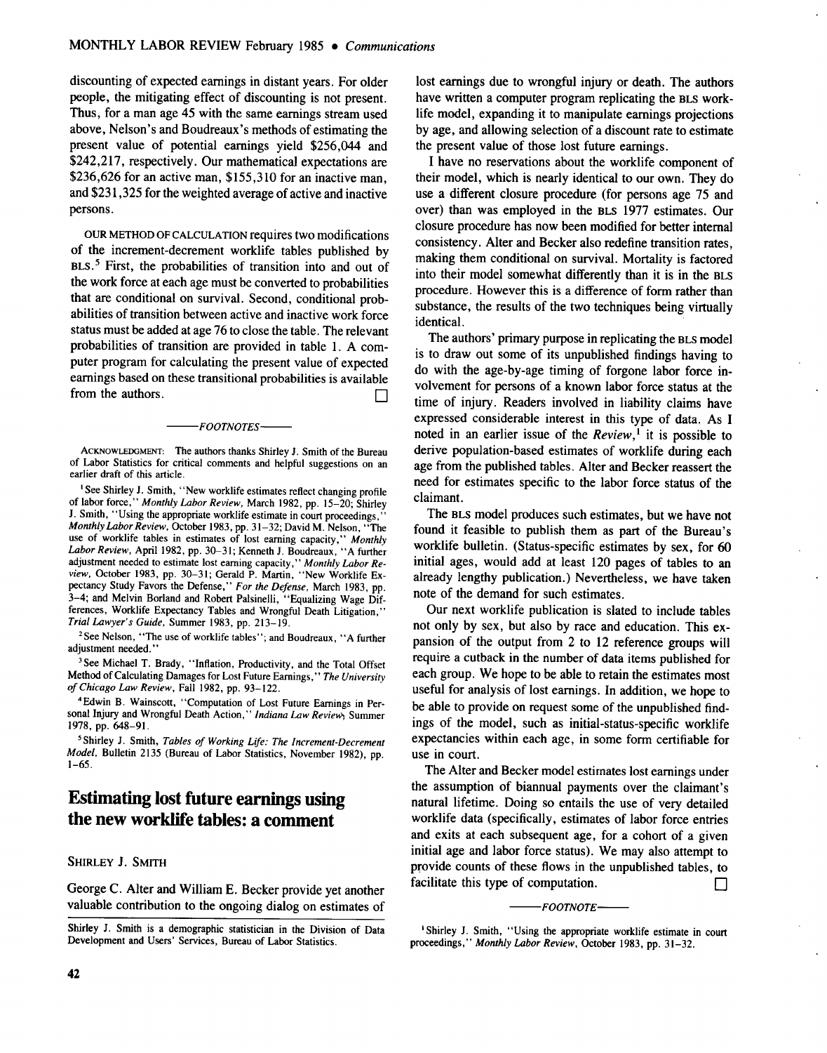discounting of expected earnings in distant years. For older people, the mitigating effect of discounting is not present. Thus, for a man age 45 with the same earnings stream used above, Nelson's and Boudreaux's methods of estimating the present value of potential earnings yield $256,044 and $242,217, respectively. Our mathematical expectations are $236,626 for an active man, $155,310 for an inactive man, and $231,325 for the weighted average of active and inactive persons.

OUR METHOD OF CALCULATION requires two modifications of the increment-decrement worklife tables published by BLS.[5] First, the probabilities of transition into and out of the work force at each age must be converted to probabilities that are conditional on survival. Second, conditional probabilities of transition between active and inactive work force status must be added at age 76 to close the table. The relevant probabilities of transition are provided in table 1. A computer program for calculating the present value of expected earnings based on these transitional probabilities is available from the authors. □

——FOOTNOTES——

ACKNOWLEDGMENT: The authors thanks Shirley J. Smith of the Bureau of Labor Statistics for critical comments and helpful suggestions on an earlier draft of this article.

[1] See Shirley J. Smith, "New worklife estimates reflect changing profile of labor force," *Monthly Labor Review*, March 1982, pp. 15–20; Shirley J. Smith, "Using the appropriate worklife estimate in court proceedings," *Monthly Labor Review*, October 1983, pp. 31–32; David M. Nelson, "The use of worklife tables in estimates of lost earning capacity," *Monthly Labor Review*, April 1982, pp. 30–31; Kenneth J. Boudreaux, "A further adjustment needed to estimate lost earning capacity," *Monthly Labor Review*, October 1983, pp. 30–31; Gerald P. Martin, "New Worklife Expectancy Study Favors the Defense," *For the Defense*, March 1983, pp. 3–4; and Melvin Borland and Robert Palsinelli, "Equalizing Wage Differences, Worklife Expectancy Tables and Wrongful Death Litigation," *Trial Lawyer's Guide*, Summer 1983, pp. 213–19.

[2] See Nelson, "The use of worklife tables"; and Boudreaux, "A further adjustment needed."

[3] See Michael T. Brady, "Inflation, Productivity, and the Total Offset Method of Calculating Damages for Lost Future Earnings," *The University of Chicago Law Review*, Fall 1982, pp. 93–122.

[4] Edwin B. Wainscott, "Computation of Lost Future Earnings in Personal Injury and Wrongful Death Action," *Indiana Law Review*, Summer 1978, pp. 648–91.

[5] Shirley J. Smith, *Tables of Working Life: The Increment-Decrement Model*, Bulletin 2135 (Bureau of Labor Statistics, November 1982), pp. 1–65.

## Estimating lost future earnings using the new worklife tables: a comment

SHIRLEY J. SMITH

George C. Alter and William E. Becker provide yet another valuable contribution to the ongoing dialog on estimates of lost earnings due to wrongful injury or death. The authors have written a computer program replicating the BLS worklife model, expanding it to manipulate earnings projections by age, and allowing selection of a discount rate to estimate the present value of those lost future earnings.

Shirley J. Smith is a demographic statistician in the Division of Data Development and Users' Services, Bureau of Labor Statistics.

I have no reservations about the worklife component of their model, which is nearly identical to our own. They do use a different closure procedure (for persons age 75 and over) than was employed in the BLS 1977 estimates. Our closure procedure has now been modified for better internal consistency. Alter and Becker also redefine transition rates, making them conditional on survival. Mortality is factored into their model somewhat differently than it is in the BLS procedure. However this is a difference of form rather than substance, the results of the two techniques being virtually identical.

The authors' primary purpose in replicating the BLS model is to draw out some of its unpublished findings having to do with the age-by-age timing of forgone labor force involvement for persons of a known labor force status at the time of injury. Readers involved in liability claims have expressed considerable interest in this type of data. As I noted in an earlier issue of the *Review*,[1] it is possible to derive population-based estimates of worklife during each age from the published tables. Alter and Becker reassert the need for estimates specific to the labor force status of the claimant.

The BLS model produces such estimates, but we have not found it feasible to publish them as part of the Bureau's worklife bulletin. (Status-specific estimates by sex, for 60 initial ages, would add at least 120 pages of tables to an already lengthy publication.) Nevertheless, we have taken note of the demand for such estimates.

Our next worklife publication is slated to include tables not only by sex, but also by race and education. This expansion of the output from 2 to 12 reference groups will require a cutback in the number of data items published for each group. We hope to be able to retain the estimates most useful for analysis of lost earnings. In addition, we hope to be able to provide on request some of the unpublished findings of the model, such as initial-status-specific worklife expectancies within each age, in some form certifiable for use in court.

The Alter and Becker model estimates lost earnings under the assumption of biannual payments over the claimant's natural lifetime. Doing so entails the use of very detailed worklife data (specifically, estimates of labor force entries and exits at each subsequent age, for a cohort of a given initial age and labor force status). We may also attempt to provide counts of these flows in the unpublished tables, to facilitate this type of computation. □

——FOOTNOTE——

[1] Shirley J. Smith, "Using the appropriate worklife estimate in court proceedings," *Monthly Labor Review*, October 1983, pp. 31–32.